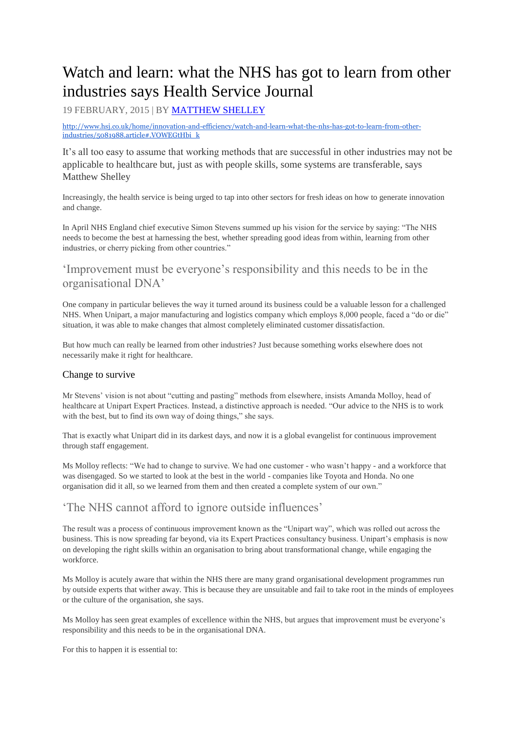# Watch and learn: what the NHS has got to learn from other industries says Health Service Journal

19 FEBRUARY, 2015 | BY [MATTHEW SHELLEY]

[http://www.hsj.co.uk/home/innovation-and-efficiency/watch-and-learn-what-the-nhs-has-got-to-learn-from-other-industries/5081988.article#.VOWEGtHbi_k](http://www.hsj.co.uk/home/innovation-and-efficiency/watch-and-learn-what-the-nhs-has-got-to-learn-from-other-industries/5081988.article#.VOWEGtHbi_k)

It's all too easy to assume that working methods that are successful in other industries may not be applicable to healthcare but, just as with people skills, some systems are transferable, says Matthew Shelley

Increasingly, the health service is being urged to tap into other sectors for fresh ideas on how to generate innovation and change.

In April NHS England chief executive Simon Stevens summed up his vision for the service by saying: "The NHS needs to become the best at harnessing the best, whether spreading good ideas from within, learning from other industries, or cherry picking from other countries."

## 'Improvement must be everyone's responsibility and this needs to be in the organisational DNA'

One company in particular believes the way it turned around its business could be a valuable lesson for a challenged NHS. When Unipart, a major manufacturing and logistics company which employs 8,000 people, faced a "do or die" situation, it was able to make changes that almost completely eliminated customer dissatisfaction.

But how much can really be learned from other industries? Just because something works elsewhere does not necessarily make it right for healthcare.

### Change to survive

Mr Stevens' vision is not about "cutting and pasting" methods from elsewhere, insists Amanda Molloy, head of healthcare at Unipart Expert Practices. Instead, a distinctive approach is needed. "Our advice to the NHS is to work with the best, but to find its own way of doing things," she says.

That is exactly what Unipart did in its darkest days, and now it is a global evangelist for continuous improvement through staff engagement.

Ms Molloy reflects: "We had to change to survive. We had one customer - who wasn't happy - and a workforce that was disengaged. So we started to look at the best in the world - companies like Toyota and Honda. No one organisation did it all, so we learned from them and then created a complete system of our own."

## 'The NHS cannot afford to ignore outside influences'

The result was a process of continuous improvement known as the "Unipart way", which was rolled out across the business. This is now spreading far beyond, via its Expert Practices consultancy business. Unipart's emphasis is now on developing the right skills within an organisation to bring about transformational change, while engaging the workforce.

Ms Molloy is acutely aware that within the NHS there are many grand organisational development programmes run by outside experts that wither away. This is because they are unsuitable and fail to take root in the minds of employees or the culture of the organisation, she says.

Ms Molloy has seen great examples of excellence within the NHS, but argues that improvement must be everyone's responsibility and this needs to be in the organisational DNA.

For this to happen it is essential to: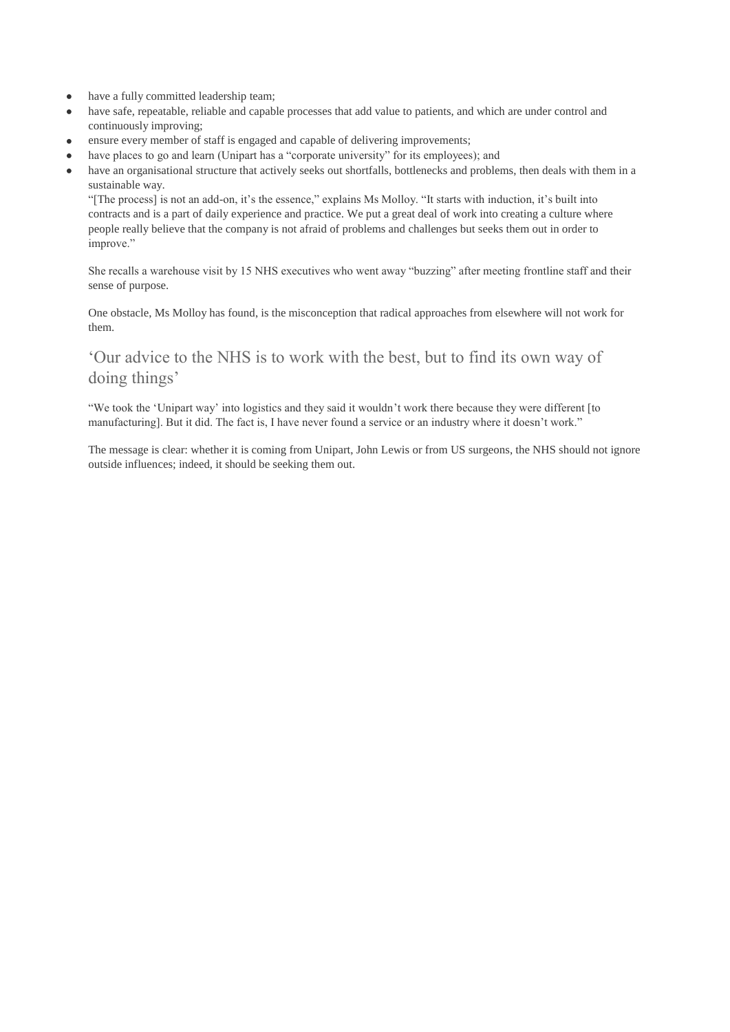- have a fully committed leadership team;
- have safe, repeatable, reliable and capable processes that add value to patients, and which are under control and continuously improving;
- ensure every member of staff is engaged and capable of delivering improvements;
- have places to go and learn (Unipart has a "corporate university" for its employees); and
- have an organisational structure that actively seeks out shortfalls, bottlenecks and problems, then deals with them in a sustainable way.

"[The process] is not an add-on, it's the essence," explains Ms Molloy. "It starts with induction, it's built into contracts and is a part of daily experience and practice. We put a great deal of work into creating a culture where people really believe that the company is not afraid of problems and challenges but seeks them out in order to improve."

She recalls a warehouse visit by 15 NHS executives who went away "buzzing" after meeting frontline staff and their sense of purpose.

One obstacle, Ms Molloy has found, is the misconception that radical approaches from elsewhere will not work for them.

## 'Our advice to the NHS is to work with the best, but to find its own way of doing things'

"We took the 'Unipart way' into logistics and they said it wouldn't work there because they were different [to manufacturing]. But it did. The fact is, I have never found a service or an industry where it doesn't work."

The message is clear: whether it is coming from Unipart, John Lewis or from US surgeons, the NHS should not ignore outside influences; indeed, it should be seeking them out.